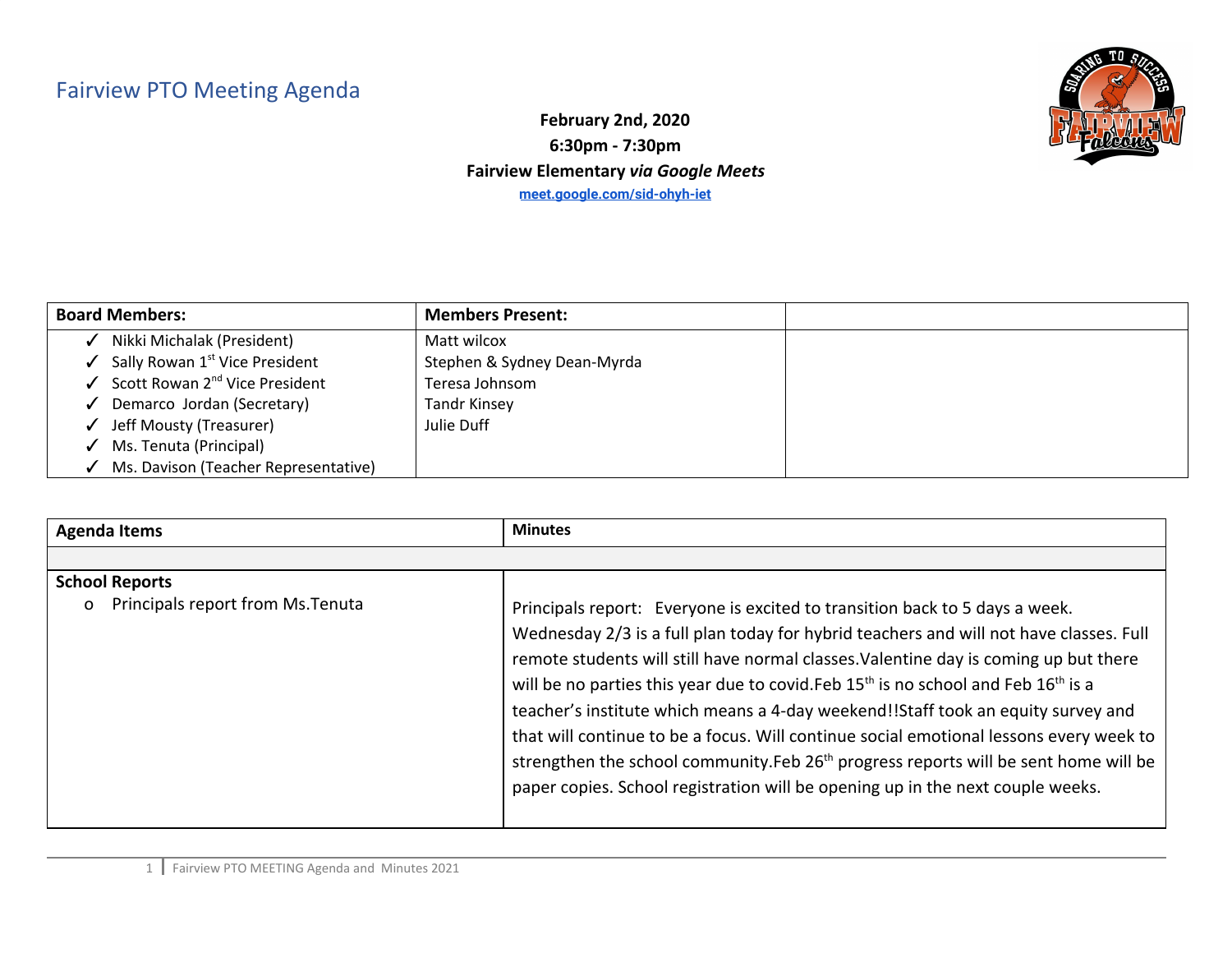# Fairview PTO Meeting Agenda

**February 2nd, 2020**
**6:30pm - 7:30pm**
**Fairview Elementary *via Google Meets***
**meet.google.com/sid-ohyh-iet**

| Board Members: | Members Present: | |
|---|---|---|
| ✓ Nikki Michalak (President)<br>✓ Sally Rowan 1st Vice President<br>✓ Scott Rowan 2nd Vice President<br>✓ Demarco Jordan (Secretary)<br>✓ Jeff Mousty (Treasurer)<br>✓ Ms. Tenuta (Principal)<br>✓ Ms. Davison (Teacher Representative) | Matt wilcox<br>Stephen & Sydney Dean-Myrda<br>Teresa Johnsom<br>Tandr Kinsey<br>Julie Duff | |

| Agenda Items | Minutes |
|---|---|
| | |
| **School Reports**<br>o Principals report from Ms.Tenuta | Principals report: Everyone is excited to transition back to 5 days a week. Wednesday 2/3 is a full plan today for hybrid teachers and will not have classes. Full remote students will still have normal classes.Valentine day is coming up but there will be no parties this year due to covid.Feb 15th is no school and Feb 16th is a teacher's institute which means a 4-day weekend!!Staff took an equity survey and that will continue to be a focus. Will continue social emotional lessons every week to strengthen the school community.Feb 26th progress reports will be sent home will be paper copies. School registration will be opening up in the next couple weeks. |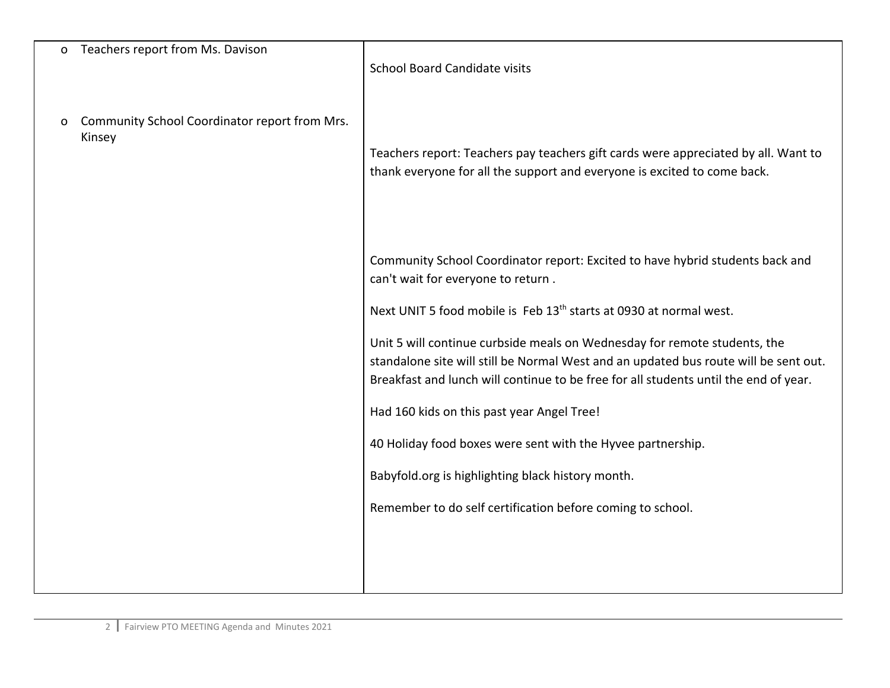| | |
|---|---|
| o Teachers report from Ms. Davison<br><br>o Community School Coordinator report from Mrs. Kinsey | School Board Candidate visits<br><br>Teachers report: Teachers pay teachers gift cards were appreciated by all. Want to thank everyone for all the support and everyone is excited to come back.<br><br>Community School Coordinator report: Excited to have hybrid students back and can't wait for everyone to return .<br><br>Next UNIT 5 food mobile is Feb 13th starts at 0930 at normal west.<br><br>Unit 5 will continue curbside meals on Wednesday for remote students, the standalone site will still be Normal West and an updated bus route will be sent out. Breakfast and lunch will continue to be free for all students until the end of year.<br><br>Had 160 kids on this past year Angel Tree!<br><br>40 Holiday food boxes were sent with the Hyvee partnership.<br><br>Babyfold.org is highlighting black history month.<br><br>Remember to do self certification before coming to school. |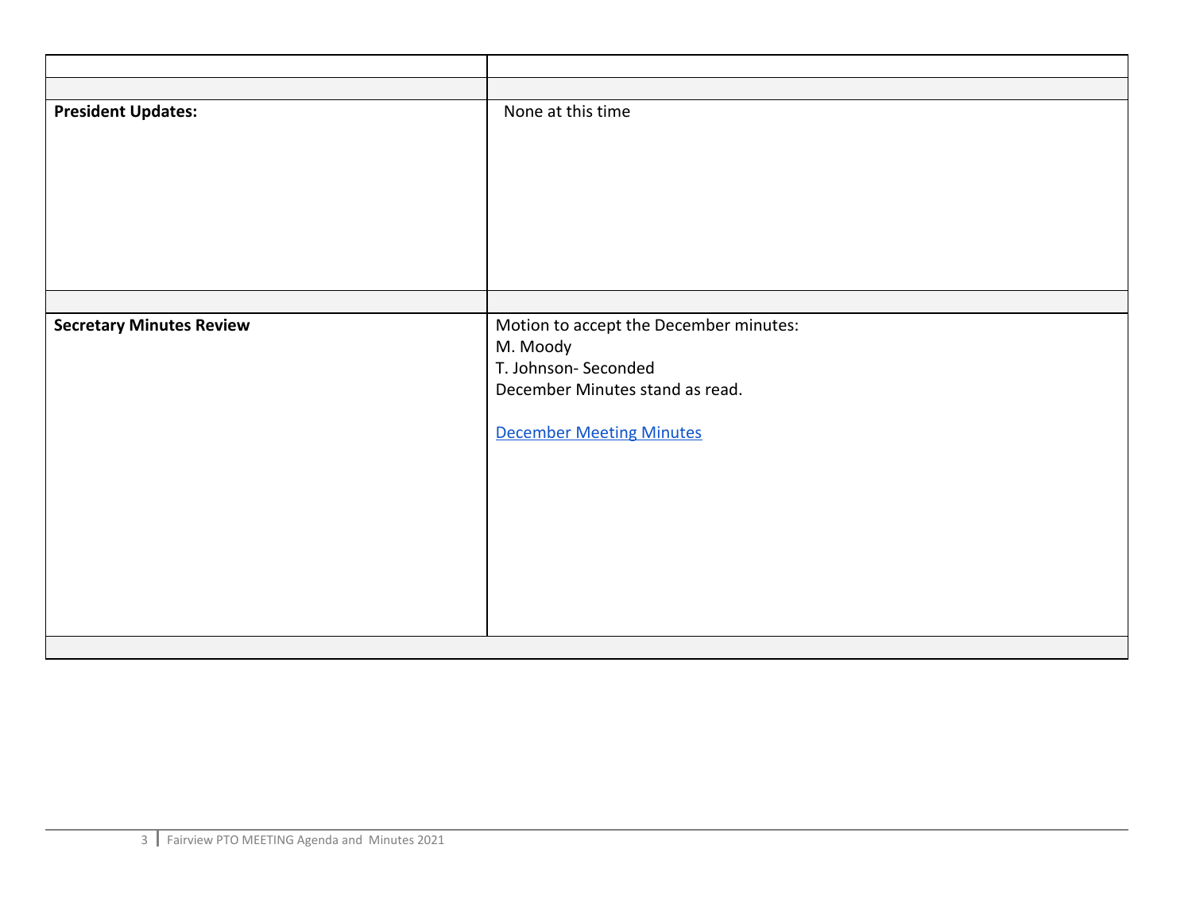| | |
|---|---|
| | |
| **President Updates:** | None at this time |
| | |
| **Secretary Minutes Review** | Motion to accept the December minutes:<br>M. Moody<br>T. Johnson- Seconded<br>December Minutes stand as read.<br><br>[December Meeting Minutes] |
| | |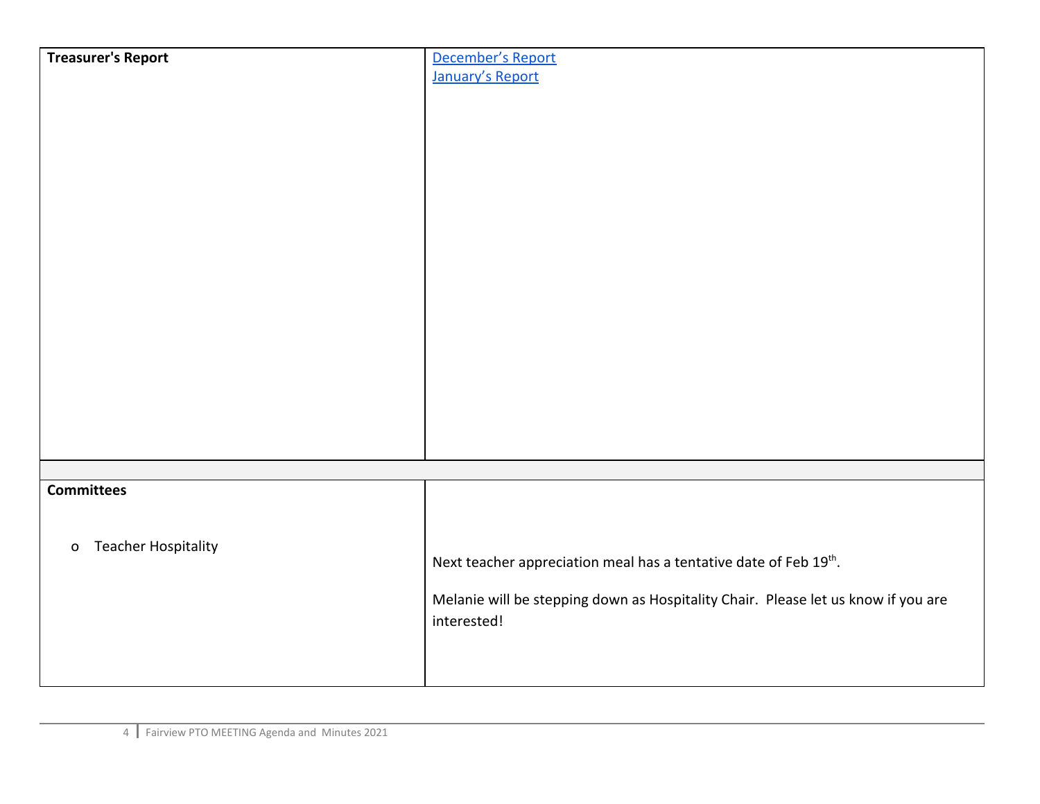| **Treasurer's Report** | December's Report<br>January's Report |
|---|---|
| | |
| **Committees**<br><br>o Teacher Hospitality | Next teacher appreciation meal has a tentative date of Feb 19th.<br><br>Melanie will be stepping down as Hospitality Chair. Please let us know if you are interested! |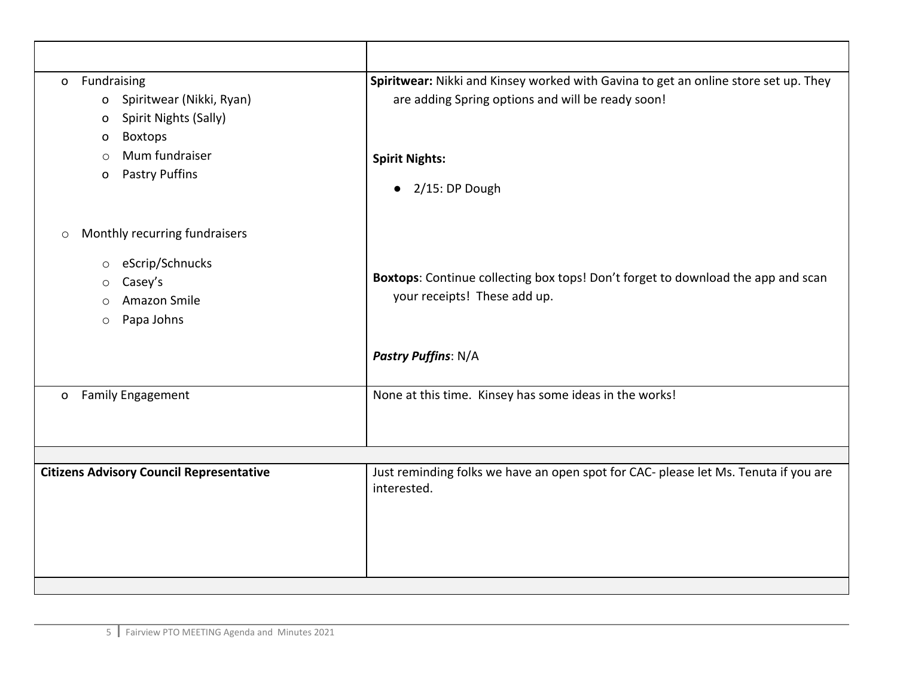| | |
|---|---|
| | |
| - Fundraising<br>  - Spiritwear (Nikki, Ryan)<br>  - Spirit Nights (Sally)<br>  - Boxtops<br>  - Mum fundraiser<br>  - Pastry Puffins<br><br>- Monthly recurring fundraisers<br>  - eScrip/Schnucks<br>  - Casey's<br>  - Amazon Smile<br>  - Papa Johns | **Spiritwear:** Nikki and Kinsey worked with Gavina to get an online store set up. They are adding Spring options and will be ready soon!<br><br>**Spirit Nights:**<br>- 2/15: DP Dough<br><br>**Boxtops**: Continue collecting box tops! Don't forget to download the app and scan your receipts! These add up.<br><br>***Pastry Puffins***: N/A |
| - Family Engagement | None at this time. Kinsey has some ideas in the works! |
| | |
| **Citizens Advisory Council Representative** | Just reminding folks we have an open spot for CAC- please let Ms. Tenuta if you are interested. |
| | |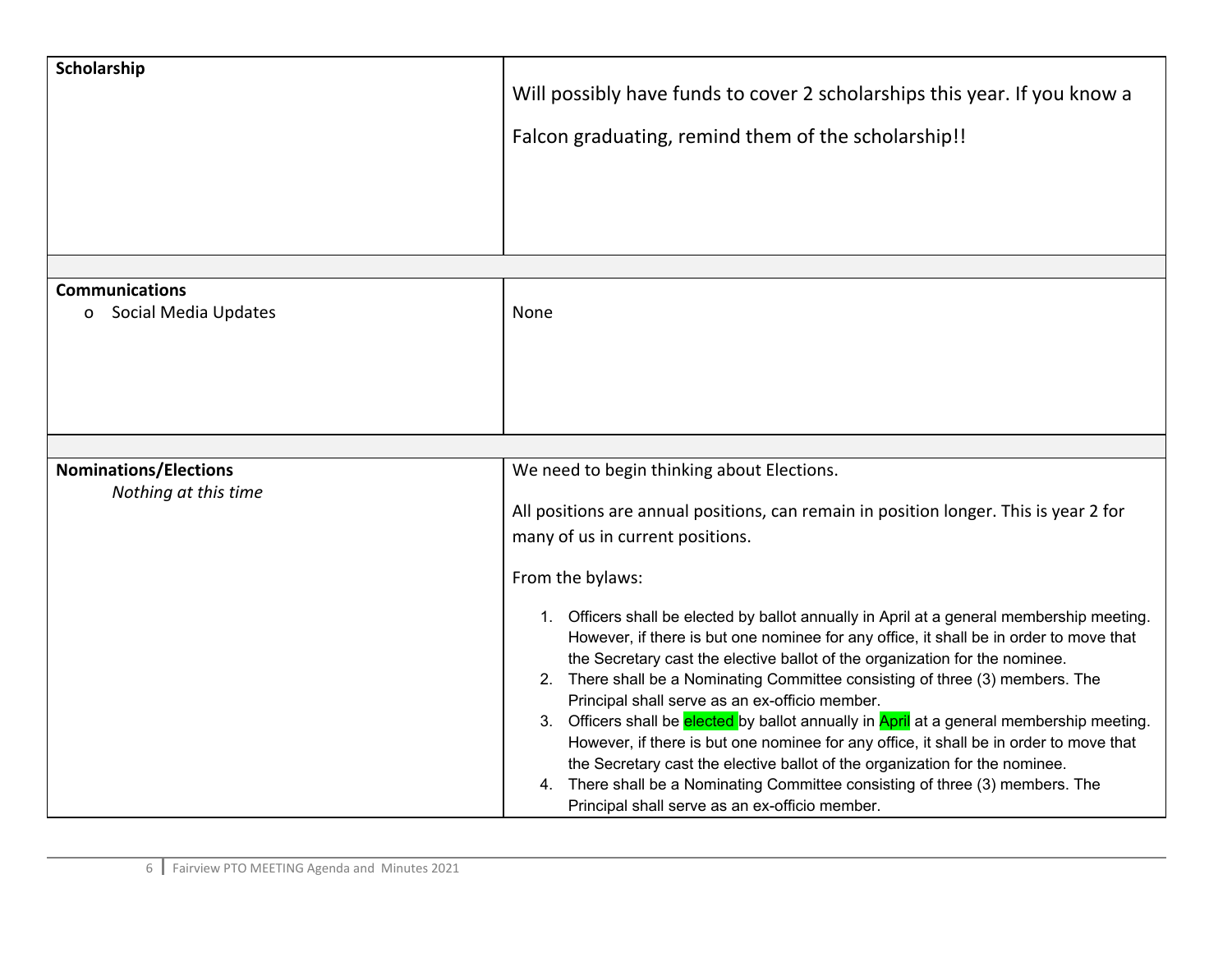| | |
|---|---|
| **Scholarship** | Will possibly have funds to cover 2 scholarships this year. If you know a Falcon graduating, remind them of the scholarship!! |
| | |
| **Communications**<br>o Social Media Updates | None |
| | |
| **Nominations/Elections**<br>*Nothing at this time* | We need to begin thinking about Elections.<br><br>All positions are annual positions, can remain in position longer. This is year 2 for many of us in current positions.<br><br>From the bylaws:<br><br>1. Officers shall be elected by ballot annually in April at a general membership meeting. However, if there is but one nominee for any office, it shall be in order to move that the Secretary cast the elective ballot of the organization for the nominee.<br>2. There shall be a Nominating Committee consisting of three (3) members. The Principal shall serve as an ex-officio member.<br>3. Officers shall be elected by ballot annually in April at a general membership meeting. However, if there is but one nominee for any office, it shall be in order to move that the Secretary cast the elective ballot of the organization for the nominee.<br>4. There shall be a Nominating Committee consisting of three (3) members. The Principal shall serve as an ex-officio member. |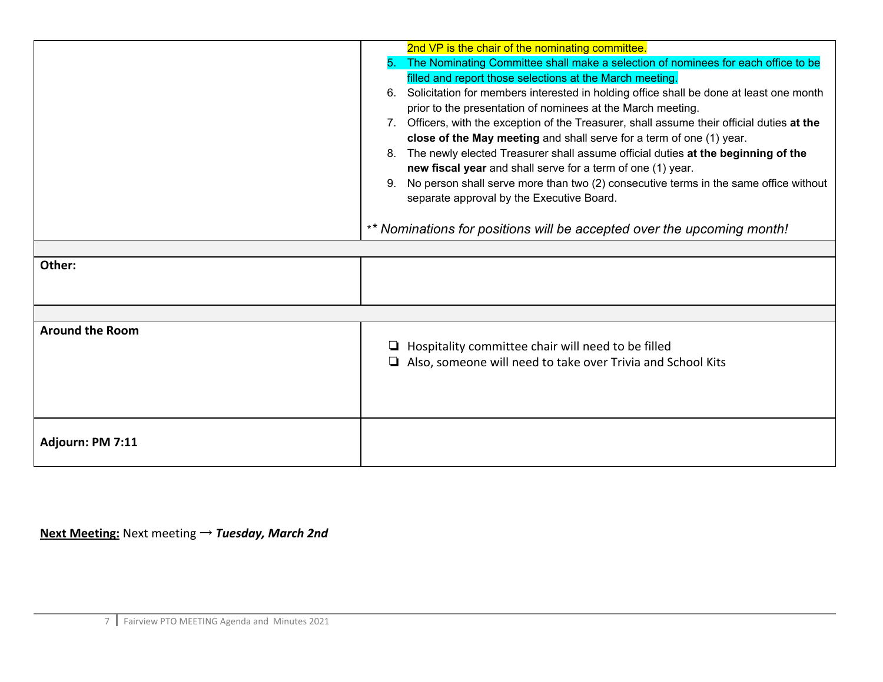| | |
|---|---|
| | 2nd VP is the chair of the nominating committee.<br>5. The Nominating Committee shall make a selection of nominees for each office to be filled and report those selections at the March meeting.<br>6. Solicitation for members interested in holding office shall be done at least one month prior to the presentation of nominees at the March meeting.<br>7. Officers, with the exception of the Treasurer, shall assume their official duties **at the close of the May meeting** and shall serve for a term of one (1) year.<br>8. The newly elected Treasurer shall assume official duties **at the beginning of the new fiscal year** and shall serve for a term of one (1) year.<br>9. No person shall serve more than two (2) consecutive terms in the same office without separate approval by the Executive Board.<br><br>*** Nominations for positions will be accepted over the upcoming month!* |
| | |
| **Other:** | |
| | |
| **Around the Room** | ❏ Hospitality committee chair will need to be filled<br>❏ Also, someone will need to take over Trivia and School Kits |
| **Adjourn: PM 7:11** | |

**Next Meeting:** Next meeting → ***Tuesday, March 2nd***